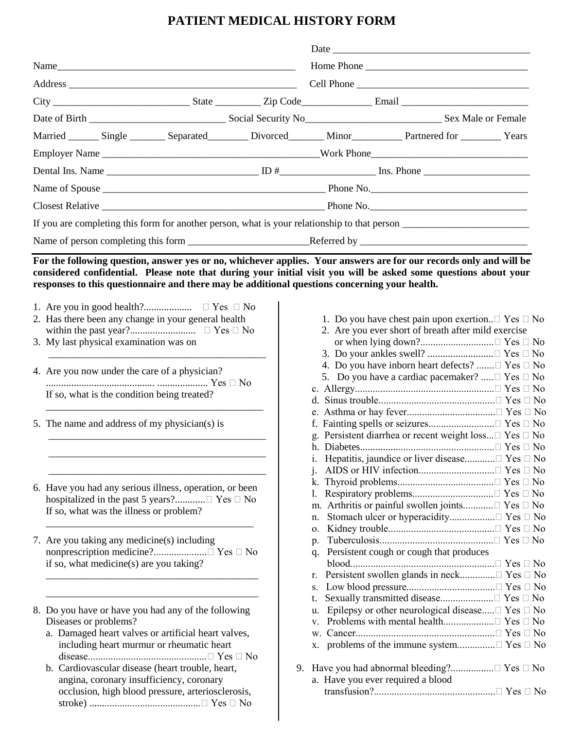# PATIENT MEDICAL HISTORY FORM

Date ______________________________________

Name_______________________________________________ Home Phone _______________________________

Address ____________________________________________ Cell Phone _________________________________

City __________________________ State _________ Zip Code_____________ Email ________________________

Date of Birth __________________________ Social Security No__________________________ Sex Male or Female

Married ______ Single _______ Separated________ Divorced_______ Minor_________ Partnered for ________ Years

Employer Name __________________________________________Work Phone______________________________

Dental Ins. Name _____________________________ ID #__________________ Ins. Phone _____________________

Name of Spouse ____________________________________________ Phone No.______________________________

Closest Relative ____________________________________________ Phone No.______________________________

If you are completing this form for another person, what is your relationship to that person ________________________

Name of person completing this form _______________________Referred by ________________________________

**For the following question, answer yes or no, whichever applies. Your answers are for our records only and will be considered confidential. Please note that during your initial visit you will be asked some questions about your responses to this questionnaire and there may be additional questions concerning your health.**

1. Are you in good health?.................. ☐ Yes ☐ No
2. Has there been any change in your general health within the past year?......................... ☐ Yes ☐ No
3. My last physical examination was on
   ___________________________________________
4. Are you now under the care of a physician? ........................................... .................... Yes ☐ No
   If so, what is the condition being treated?
   ___________________________________________
5. The name and address of my physician(s) is
   ___________________________________________
   ___________________________________________
   ___________________________________________
6. Have you had any serious illness, operation, or been hospitalized in the past 5 years?............☐ Yes ☐ No
   If so, what was the illness or problem?
   ___________________________________________
7. Are you taking any medicine(s) including nonprescription medicine?....................☐ Yes ☐ No
   if so, what medicine(s) are you taking?
   ___________________________________________
   ___________________________________________
8. Do you have or have you had any of the following Diseases or problems?
   a. Damaged heart valves or artificial heart valves, including heart murmur or rheumatic heart disease...............................................☐ Yes ☐ No
   b. Cardiovascular disease (heart trouble, heart, angina, coronary insufficiency, coronary occlusion, high blood pressure, arteriosclerosis, stroke) ...........................................☐ Yes ☐ No
      1. Do you have chest pain upon exertion..☐ Yes ☐ No
      2. Are you ever short of breath after mild exercise or when lying down?............................☐ Yes ☐ No
      3. Do your ankles swell? ..........................☐ Yes ☐ No
      4. Do you have inborn heart defects? .......☐ Yes ☐ No
      5. Do you have a cardiac pacemaker? .....☐ Yes ☐ No
   c. Allergy.......................................................☐ Yes ☐ No
   d. Sinus trouble..............................................☐ Yes ☐ No
   e. Asthma or hay fever...................................☐ Yes ☐ No
   f. Fainting spells or seizures..........................☐ Yes ☐ No
   g. Persistent diarrhea or recent weight loss...☐ Yes ☐ No
   h. Diabetes.....................................................☐ Yes ☐ No
   i. Hepatitis, jaundice or liver disease............☐ Yes ☐ No
   j. AIDS or HIV infection..............................☐ Yes ☐ No
   k. Thyroid problems......................................☐ Yes ☐ No
   l. Respiratory problems................................☐ Yes ☐ No
   m. Arthritis or painful swollen joints............☐ Yes ☐ No
   n. Stomach ulcer or hyperacidity..................☐ Yes ☐ No
   o. Kidney trouble..........................................☐ Yes ☐ No
   p. Tuberculosis.............................................☐ Yes ☐ No
   q. Persistent cough or cough that produces blood.........................................................☐ Yes ☐ No
   r. Persistent swollen glands in neck..............☐ Yes ☐ No
   s. Low blood pressure...................................☐ Yes ☐ No
   t. Sexually transmitted disease.....................☐ Yes ☐ No
   u. Epilepsy or other neurological disease.....☐ Yes ☐ No
   v. Problems with mental health....................☐ Yes ☐ No
   w. Cancer.......................................................☐ Yes ☐ No
   x. problems of the immune system...............☐ Yes ☐ No
9. Have you had abnormal bleeding?.................☐ Yes ☐ No
   a. Have you ever required a blood transfusion?................................................☐ Yes ☐ No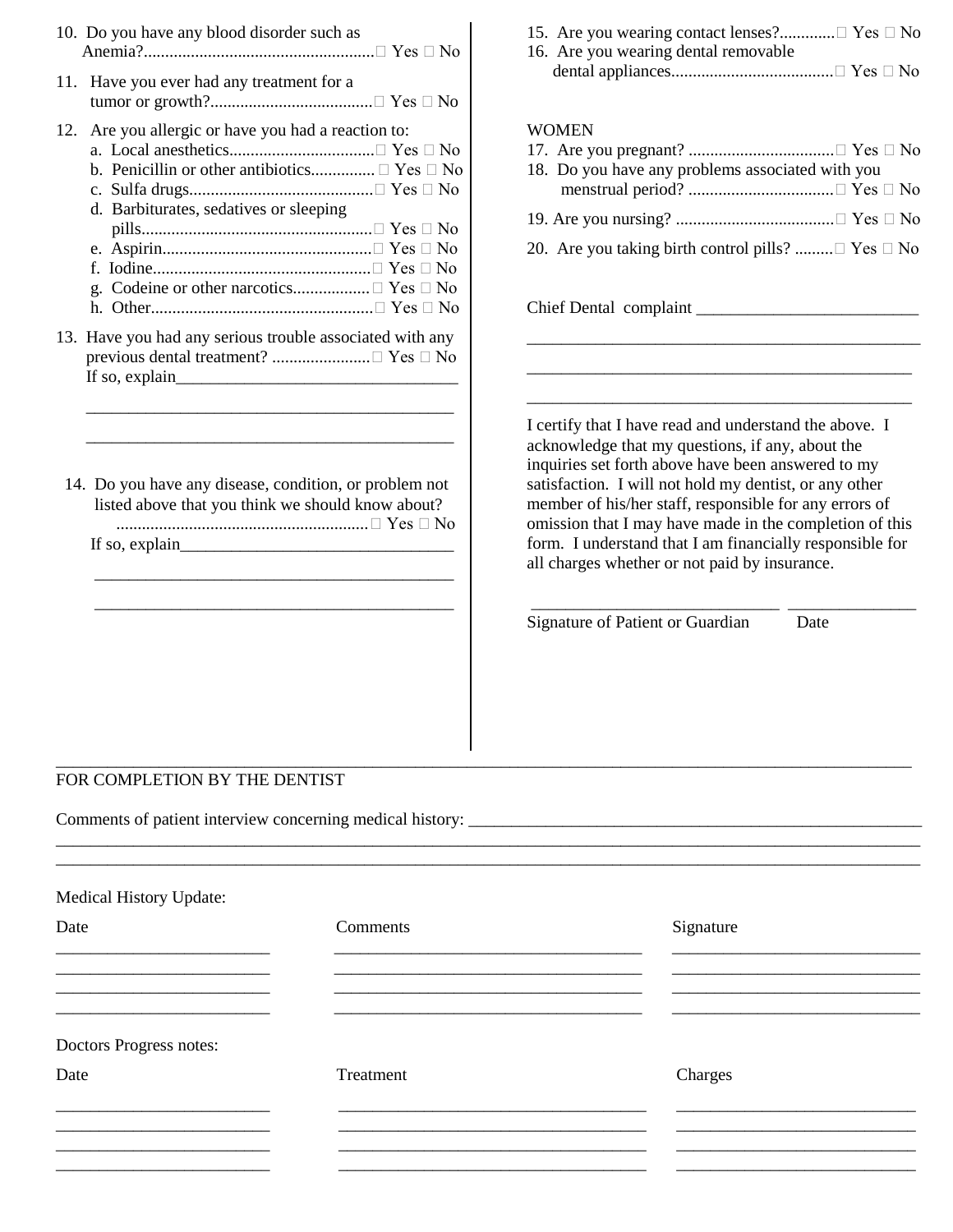10. Do you have any blood disorder such as Anemia?...................................................... □ Yes □ No

11. Have you ever had any treatment for a tumor or growth?...................................... □ Yes □ No

12. Are you allergic or have you had a reaction to:
    - a. Local anesthetics.................................. □ Yes □ No
    - b. Penicillin or other antibiotics............... □ Yes □ No
    - c. Sulfa drugs........................................... □ Yes □ No
    - d. Barbiturates, sedatives or sleeping pills...................................................... □ Yes □ No
    - e. Aspirin................................................. □ Yes □ No
    - f. Iodine................................................... □ Yes □ No
    - g. Codeine or other narcotics.................. □ Yes □ No
    - h. Other.................................................... □ Yes □ No

13. Have you had any serious trouble associated with any previous dental treatment? ....................... □ Yes □ No
    If so, explain_________________________________
    _____________________________________________
    _____________________________________________

14. Do you have any disease, condition, or problem not listed above that you think we should know about? ........................................................... □ Yes □ No
    If so, explain_________________________________
    _____________________________________________
    _____________________________________________

15. Are you wearing contact lenses?............. □ Yes □ No

16. Are you wearing dental removable dental appliances...................................... □ Yes □ No

WOMEN

17. Are you pregnant? .................................. □ Yes □ No

18. Do you have any problems associated with you menstrual period? .................................. □ Yes □ No

19. Are you nursing? ..................................... □ Yes □ No

20. Are you taking birth control pills? ......... □ Yes □ No

Chief Dental complaint __________________________
_________________________________________________
_________________________________________________
_________________________________________________

I certify that I have read and understand the above. I acknowledge that my questions, if any, about the inquiries set forth above have been answered to my satisfaction. I will not hold my dentist, or any other member of his/her staff, responsible for any errors of omission that I may have made in the completion of this form. I understand that I am financially responsible for all charges whether or not paid by insurance.

_____________________________ _______________
Signature of Patient or Guardian Date

FOR COMPLETION BY THE DENTIST

Comments of patient interview concerning medical history: ______________________________________________________
________________________________________________________________________________________________________
________________________________________________________________________________________________________

Medical History Update:

| Date | Comments | Signature |
|---|---|---|
| | | |
| | | |
| | | |
| | | |

Doctors Progress notes:

| Date | Treatment | Charges |
|---|---|---|
| | | |
| | | |
| | | |
| | | |